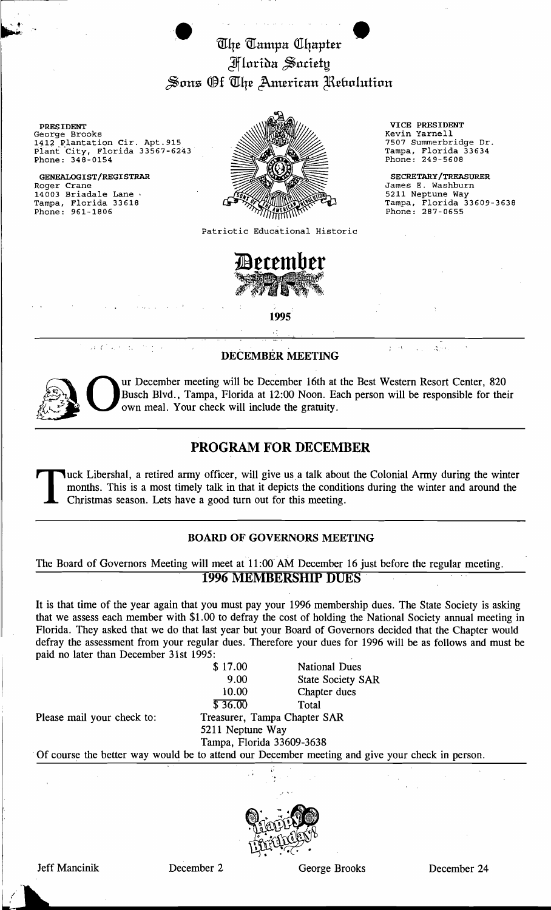# The Tampa Chapter
## Florida Society
## Sons Of The American Revolution

**PRESIDENT**
George Brooks
1412 Plantation Cir. Apt.915
Plant City, Florida 33567-6243
Phone: 348-0154

**GENEALOGIST/REGISTRAR**
Roger Crane
14003 Briadale Lane
Tampa, Florida 33618
Phone: 961-1806

**VICE PRESIDENT**
Kevin Yarnell
7507 Summerbridge Dr.
Tampa, Florida 33634
Phone: 249-5608

**SECRETARY/TREASURER**
James E. Washburn
5211 Neptune Way
Tampa, Florida 33609-3638
Phone: 287-0655

Patriotic Educational Historic

# December

**1995**

## DECEMBER MEETING

Our December meeting will be December 16th at the Best Western Resort Center, 820 Busch Blvd., Tampa, Florida at 12:00 Noon. Each person will be responsible for their own meal. Your check will include the gratuity.

## PROGRAM FOR DECEMBER

Tuck Libershal, a retired army officer, will give us a talk about the Colonial Army during the winter months. This is a most timely talk in that it depicts the conditions during the winter and around the Christmas season. Lets have a good turn out for this meeting.

## BOARD OF GOVERNORS MEETING

The Board of Governors Meeting will meet at 11:00 AM December 16 just before the regular meeting.

## 1996 MEMBERSHIP DUES

It is that time of the year again that you must pay your 1996 membership dues. The State Society is asking that we assess each member with $1.00 to defray the cost of holding the National Society annual meeting in Florida. They asked that we do that last year but your Board of Governors decided that the Chapter would defray the assessment from your regular dues. Therefore your dues for 1996 will be as follows and must be paid no later than December 31st 1995:

| Amount | Item |
|---|---|
| $ 17.00 | National Dues |
| 9.00 | State Society SAR |
| 10.00 | Chapter dues |
| $ 36.00 | Total |

Please mail your check to: Treasurer, Tampa Chapter SAR
5211 Neptune Way
Tampa, Florida 33609-3638

Of course the better way would be to attend our December meeting and give your check in person.

Happy Birthday!

| Name | Date | Name | Date |
|---|---|---|---|
| Jeff Mancinik | December 2 | George Brooks | December 24 |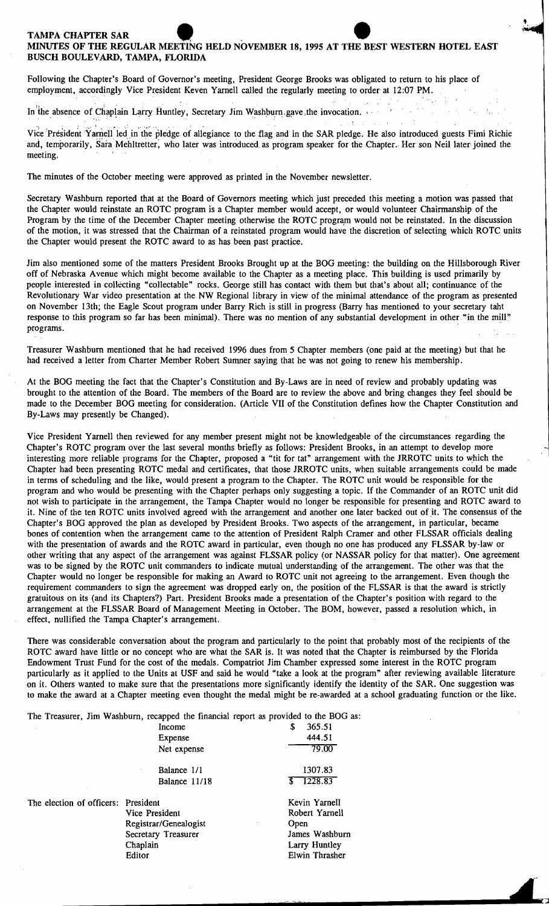**TAMPA CHAPTER SAR**

**MINUTES OF THE REGULAR MEETING HELD NOVEMBER 18, 1995 AT THE BEST WESTERN HOTEL EAST BUSCH BOULEVARD, TAMPA, FLORIDA**

Following the Chapter's Board of Governor's meeting, President George Brooks was obligated to return to his place of employment, accordingly Vice President Keven Yarnell called the regularly meeting to order at 12:07 PM.

In the absence of Chaplain Larry Huntley, Secretary Jim Washburn gave the invocation.

Vice President Yarnell led in the pledge of allegiance to the flag and in the SAR pledge. He also introduced guests Fimi Richie and, temporarily, Sara Mehltretter, who later was introduced as program speaker for the Chapter. Her son Neil later joined the meeting.

The minutes of the October meeting were approved as printed in the November newsletter.

Secretary Washburn reported that at the Board of Governors meeting which just preceded this meeting a motion was passed that the Chapter would reinstate an ROTC program is a Chapter member would accept, or would volunteer Chairmanship of the Program by the time of the December Chapter meeting otherwise the ROTC program would not be reinstated. In the discussion of the motion, it was stressed that the Chairman of a reinstated program would have the discretion of selecting which ROTC units the Chapter would present the ROTC award to as has been past practice.

Jim also mentioned some of the matters President Brooks Brought up at the BOG meeting: the building on the Hillsborough River off of Nebraska Avenue which might become available to the Chapter as a meeting place. This building is used primarily by people interested in collecting "collectable" rocks. George still has contact with them but that's about all; continuance of the Revolutionary War video presentation at the NW Regional library in view of the minimal attendance of the program as presented on November 13th; the Eagle Scout program under Barry Rich is still in progress (Barry has mentioned to your secretary taht response to this program so far has been minimal). There was no mention of any substantial development in other "in the mill" programs.

Treasurer Washburn mentioned that he had received 1996 dues from 5 Chapter members (one paid at the meeting) but that he had received a letter from Charter Member Robert Sumner saying that he was not going to renew his membership.

At the BOG meeting the fact that the Chapter's Constitution and By-Laws are in need of review and probably updating was brought to the attention of the Board. The members of the Board are to review the above and bring changes they feel should be made to the December BOG meeting for consideration. (Article VII of the Constitution defines how the Chapter Constitution and By-Laws may presently be Changed).

Vice President Yarnell then reviewed for any member present might not be knowledgeable of the circumstances regarding the Chapter's ROTC program over the last several months briefly as follows: President Brooks, in an attempt to develop more interesting more reliable programs for the Chapter, proposed a "tit for tat" arrangement with the JRROTC units to which the Chapter had been presenting ROTC medal and certificates, that those JRROTC units, when suitable arrangements could be made in terms of scheduling and the like, would present a program to the Chapter. The ROTC unit would be responsible for the program and who would be presenting with the Chapter perhaps only suggesting a topic. If the Commander of an ROTC unit did not wish to participate in the arrangement, the Tampa Chapter would no longer be responsible for presenting and ROTC award to it. Nine of the ten ROTC units involved agreed with the arrangement and another one later backed out of it. The consensus of the Chapter's BOG approved the plan as developed by President Brooks. Two aspects of the arrangement, in particular, became bones of contention when the arrangement came to the attention of President Ralph Cramer and other FLSSAR officials dealing with the presentation of awards and the ROTC award in particular, even though no one has produced any FLSSAR by-law or other writing that any aspect of the arrangement was against FLSSAR policy (or NASSAR policy for that matter). One agreement was to be signed by the ROTC unit commanders to indicate mutual understanding of the arrangement. The other was that the Chapter would no longer be responsible for making an Award to ROTC unit not agreeing to the arrangement. Even though the requirement commanders to sign the agreement was dropped early on, the position of the FLSSAR is that the award is strictly gratuitous on its (and its Chapters?) Part. President Brooks made a presentation of the Chapter's position with regard to the arrangement at the FLSSAR Board of Management Meeting in October. The BOM, however, passed a resolution which, in effect, nullified the Tampa Chapter's arrangement.

There was considerable conversation about the program and particularly to the point that probably most of the recipients of the ROTC award have little or no concept who are what the SAR is. It was noted that the Chapter is reimbursed by the Florida Endowment Trust Fund for the cost of the medals. Compatriot Jim Chamber expressed some interest in the ROTC program particularly as it applied to the Units at USF and said he would "take a look at the program" after reviewing available literature on it. Others wanted to make sure that the presentations more significantly identify the identity of the SAR. One suggestion was to make the award at a Chapter meeting even thought the medal might be re-awarded at a school graduating function or the like.

The Treasurer, Jim Washburn, recapped the financial report as provided to the BOG as:

| | |
|---|---|
| Income | $ 365.51 |
| Expense | 444.51 |
| Net expense | 79.00 |
| Balance 1/1 | 1307.83 |
| Balance 11/18 | $ 1228.83 |

The election of officers:

| | |
|---|---|
| President | Kevin Yarnell |
| Vice President | Robert Yarnell |
| Registrar/Genealogist | Open |
| Secretary Treasurer | James Washburn |
| Chaplain | Larry Huntley |
| Editor | Elwin Thrasher |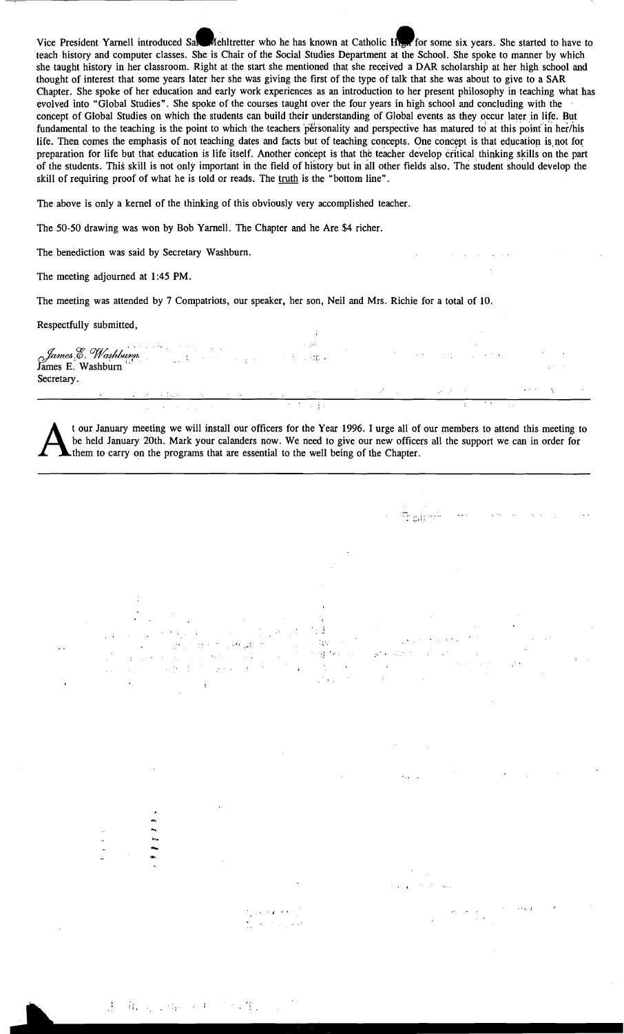Vice President Yarnell introduced Sa Mehltretter who he has known at Catholic High for some six years. She started to have to teach history and computer classes. She is Chair of the Social Studies Department at the School. She spoke to manner by which she taught history in her classroom. Right at the start she mentioned that she received a DAR scholarship at her high school and thought of interest that some years later her she was giving the first of the type of talk that she was about to give to a SAR Chapter. She spoke of her education and early work experiences as an introduction to her present philosophy in teaching what has evolved into "Global Studies". She spoke of the courses taught over the four years in high school and concluding with the concept of Global Studies on which the students can build their understanding of Global events as they occur later in life. But fundamental to the teaching is the point to which the teachers personality and perspective has matured to at this point in her/his life. Then comes the emphasis of not teaching dates and facts but of teaching concepts. One concept is that education is not for preparation for life but that education is life itself. Another concept is that the teacher develop critical thinking skills on the part of the students. This skill is not only important in the field of history but in all other fields also. The student should develop the skill of requiring proof of what he is told or reads. The truth is the "bottom line".

The above is only a kernel of the thinking of this obviously very accomplished teacher.

The 50-50 drawing was won by Bob Yarnell. The Chapter and he Are $4 richer.

The benediction was said by Secretary Washburn.

The meeting adjourned at 1:45 PM.

The meeting was attended by 7 Compatriots, our speaker, her son, Neil and Mrs. Richie for a total of 10.

Respectfully submitted,

*James E. Washburn*
James E. Washburn
Secretary.

---

At our January meeting we will install our officers for the Year 1996. I urge all of our members to attend this meeting to be held January 20th. Mark your calanders now. We need to give our new officers all the support we can in order for them to carry on the programs that are essential to the well being of the Chapter.

---